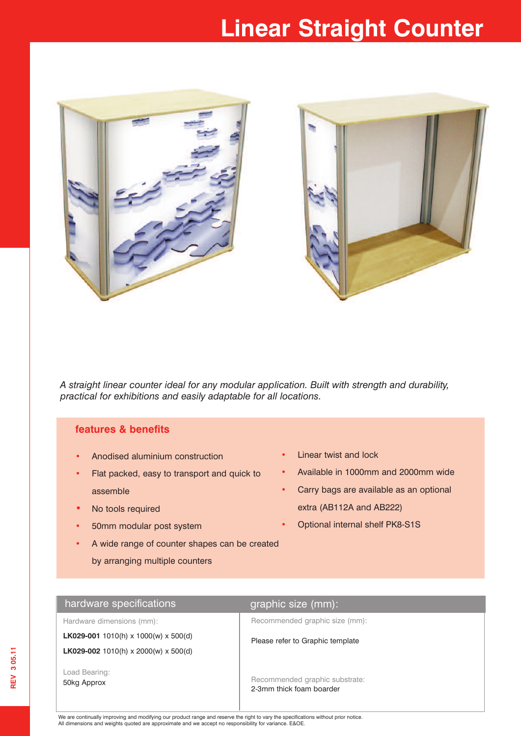# Linear Straight Counter

*A straight linear counter ideal for any modular application. Built with strength and durability, practical for exhibitions and easily adaptable for all locations.*

## features & benefits

- Anodised aluminium construction
- Flat packed, easy to transport and quick to assemble
- No tools required
- 50mm modular post system
- A wide range of counter shapes can be created by arranging multiple counters
- Linear twist and lock
- Available in 1000mm and 2000mm wide
- Carry bags are available as an optional extra (AB112A and AB222)
- Optional internal shelf PK8-S1S

| hardware specifications | graphic size (mm): |
| --- | --- |
| Hardware dimensions (mm): | Recommended graphic size (mm): |
| **LK029-001** 1010(h) x 1000(w) x 500(d) | Please refer to Graphic template |
| **LK029-002** 1010(h) x 2000(w) x 500(d) | |
| Load Bearing: | Recommended graphic substrate: |
| 50kg Approx | 2-3mm thick foam boarder |

We are continually improving and modifying our product range and reserve the right to vary the specifications without prior notice.
All dimensions and weights quoted are approximate and we accept no responsibility for variance. E&OE.

REV 3 05.11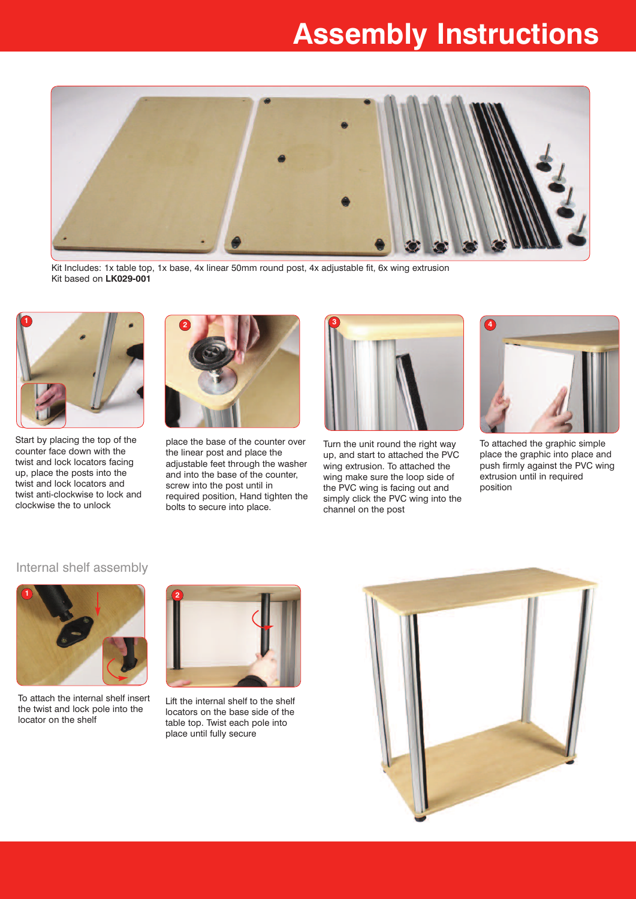# Assembly Instructions

Kit Includes: 1x table top, 1x base, 4x linear 50mm round post, 4x adjustable fit, 6x wing extrusion
Kit based on **LK029-001**

1. Start by placing the top of the counter face down with the twist and lock locators facing up, place the posts into the twist and lock locators and twist anti-clockwise to lock and clockwise the to unlock

2. place the base of the counter over the linear post and place the adjustable feet through the washer and into the base of the counter, screw into the post until in required position, Hand tighten the bolts to secure into place.

3. Turn the unit round the right way up, and start to attached the PVC wing extrusion. To attached the wing make sure the loop side of the PVC wing is facing out and simply click the PVC wing into the channel on the post

4. To attached the graphic simple place the graphic into place and push firmly against the PVC wing extrusion until in required position

## Internal shelf assembly

1. To attach the internal shelf insert the twist and lock pole into the locator on the shelf

2. Lift the internal shelf to the shelf locators on the base side of the table top. Twist each pole into place until fully secure